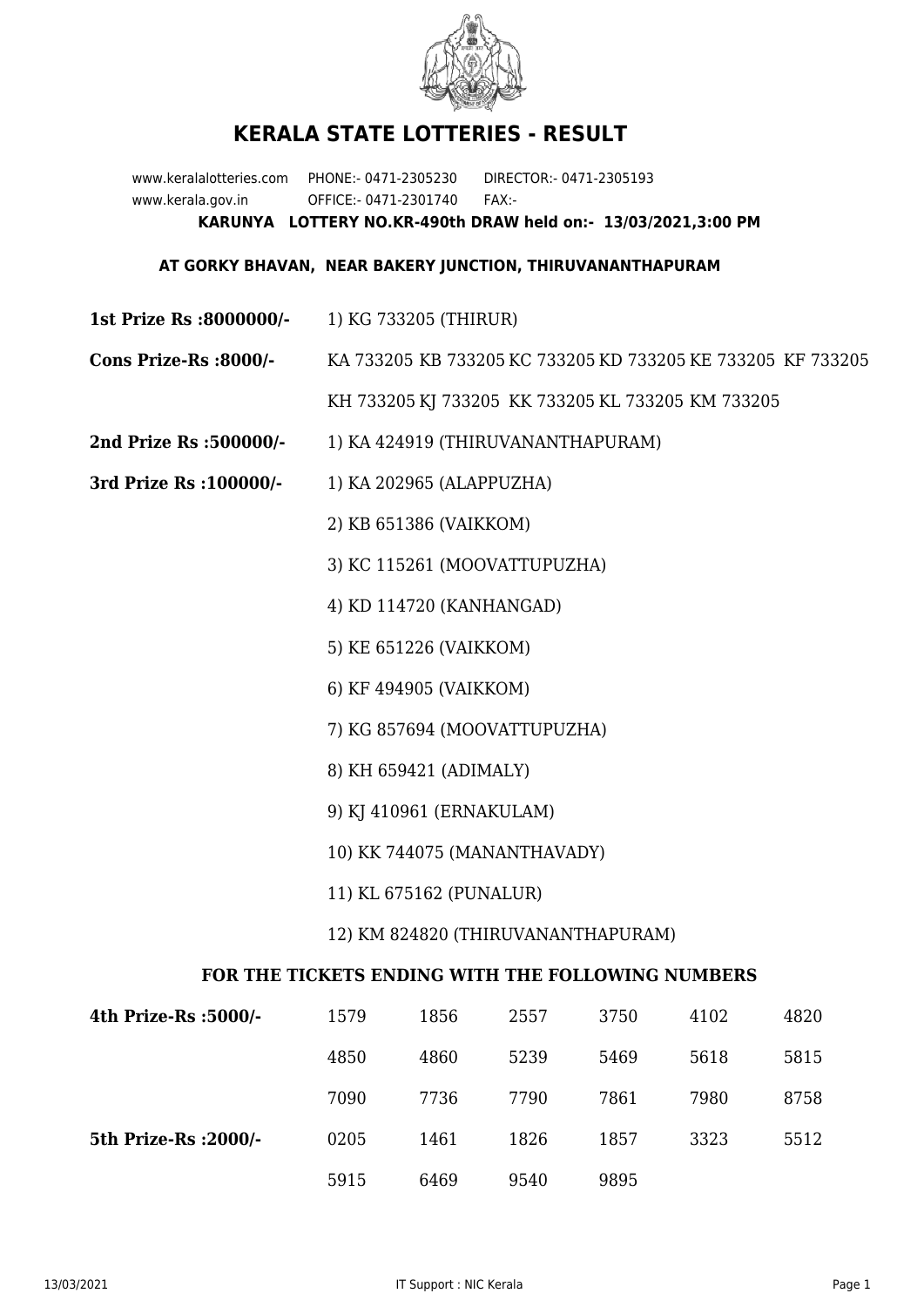# KERALA STATE LOTTERIES - RESULT

www.keralalotteries.com PHONE:- 0471-2305230 DIRECTOR:- 0471-2305193
www.kerala.gov.in OFFICE:- 0471-2301740 FAX:-

**KARUNYA LOTTERY NO.KR-490th DRAW held on:- 13/03/2021,3:00 PM**

**AT GORKY BHAVAN, NEAR BAKERY JUNCTION, THIRUVANANTHAPURAM**

**1st Prize Rs :8000000/-** 1) KG 733205 (THIRUR)

**Cons Prize-Rs :8000/-** KA 733205 KB 733205 KC 733205 KD 733205 KE 733205 KF 733205 KH 733205 KJ 733205 KK 733205 KL 733205 KM 733205

**2nd Prize Rs :500000/-** 1) KA 424919 (THIRUVANANTHAPURAM)

**3rd Prize Rs :100000/-**

1) KA 202965 (ALAPPUZHA)
2) KB 651386 (VAIKKOM)
3) KC 115261 (MOOVATTUPUZHA)
4) KD 114720 (KANHANGAD)
5) KE 651226 (VAIKKOM)
6) KF 494905 (VAIKKOM)
7) KG 857694 (MOOVATTUPUZHA)
8) KH 659421 (ADIMALY)
9) KJ 410961 (ERNAKULAM)
10) KK 744075 (MANANTHAVADY)
11) KL 675162 (PUNALUR)
12) KM 824820 (THIRUVANANTHAPURAM)

### FOR THE TICKETS ENDING WITH THE FOLLOWING NUMBERS

| | | | | | | |
|---|---|---|---|---|---|---|
| **4th Prize-Rs :5000/-** | 1579 | 1856 | 2557 | 3750 | 4102 | 4820 |
| | 4850 | 4860 | 5239 | 5469 | 5618 | 5815 |
| | 7090 | 7736 | 7790 | 7861 | 7980 | 8758 |
| **5th Prize-Rs :2000/-** | 0205 | 1461 | 1826 | 1857 | 3323 | 5512 |
| | 5915 | 6469 | 9540 | 9895 | | |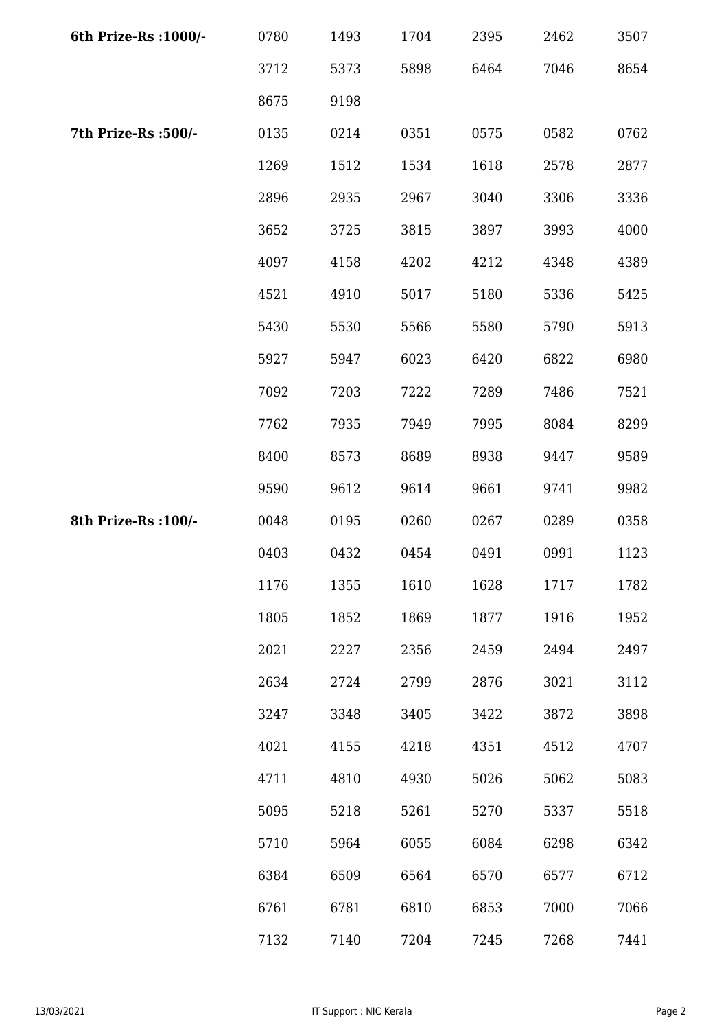| 6th Prize-Rs :1000/- | 0780 | 1493 | 1704 | 2395 | 2462 | 3507 |
|---|---|---|---|---|---|---|
| | 3712 | 5373 | 5898 | 6464 | 7046 | 8654 |
| | 8675 | 9198 | | | | |
| **7th Prize-Rs :500/-** | 0135 | 0214 | 0351 | 0575 | 0582 | 0762 |
| | 1269 | 1512 | 1534 | 1618 | 2578 | 2877 |
| | 2896 | 2935 | 2967 | 3040 | 3306 | 3336 |
| | 3652 | 3725 | 3815 | 3897 | 3993 | 4000 |
| | 4097 | 4158 | 4202 | 4212 | 4348 | 4389 |
| | 4521 | 4910 | 5017 | 5180 | 5336 | 5425 |
| | 5430 | 5530 | 5566 | 5580 | 5790 | 5913 |
| | 5927 | 5947 | 6023 | 6420 | 6822 | 6980 |
| | 7092 | 7203 | 7222 | 7289 | 7486 | 7521 |
| | 7762 | 7935 | 7949 | 7995 | 8084 | 8299 |
| | 8400 | 8573 | 8689 | 8938 | 9447 | 9589 |
| | 9590 | 9612 | 9614 | 9661 | 9741 | 9982 |
| **8th Prize-Rs :100/-** | 0048 | 0195 | 0260 | 0267 | 0289 | 0358 |
| | 0403 | 0432 | 0454 | 0491 | 0991 | 1123 |
| | 1176 | 1355 | 1610 | 1628 | 1717 | 1782 |
| | 1805 | 1852 | 1869 | 1877 | 1916 | 1952 |
| | 2021 | 2227 | 2356 | 2459 | 2494 | 2497 |
| | 2634 | 2724 | 2799 | 2876 | 3021 | 3112 |
| | 3247 | 3348 | 3405 | 3422 | 3872 | 3898 |
| | 4021 | 4155 | 4218 | 4351 | 4512 | 4707 |
| | 4711 | 4810 | 4930 | 5026 | 5062 | 5083 |
| | 5095 | 5218 | 5261 | 5270 | 5337 | 5518 |
| | 5710 | 5964 | 6055 | 6084 | 6298 | 6342 |
| | 6384 | 6509 | 6564 | 6570 | 6577 | 6712 |
| | 6761 | 6781 | 6810 | 6853 | 7000 | 7066 |
| | 7132 | 7140 | 7204 | 7245 | 7268 | 7441 |

13/03/2021 IT Support : NIC Kerala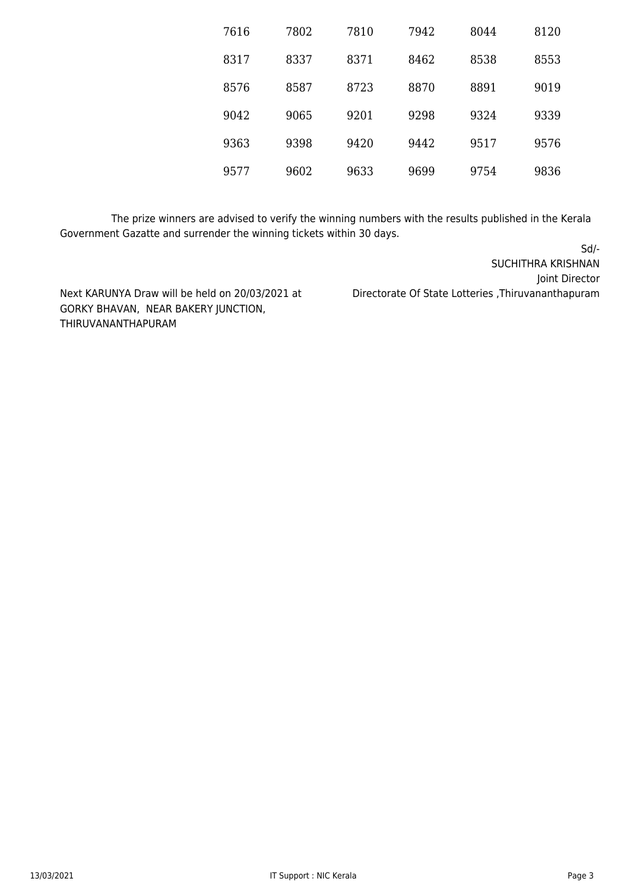| | | | | | |
|---|---|---|---|---|---|
| 7616 | 7802 | 7810 | 7942 | 8044 | 8120 |
| 8317 | 8337 | 8371 | 8462 | 8538 | 8553 |
| 8576 | 8587 | 8723 | 8870 | 8891 | 9019 |
| 9042 | 9065 | 9201 | 9298 | 9324 | 9339 |
| 9363 | 9398 | 9420 | 9442 | 9517 | 9576 |
| 9577 | 9602 | 9633 | 9699 | 9754 | 9836 |

The prize winners are advised to verify the winning numbers with the results published in the Kerala Government Gazatte and surrender the winning tickets within 30 days.

Sd/-
SUCHITHRA KRISHNAN
Joint Director
Directorate Of State Lotteries ,Thiruvananthapuram

Next KARUNYA Draw will be held on 20/03/2021 at GORKY BHAVAN, NEAR BAKERY JUNCTION, THIRUVANANTHAPURAM